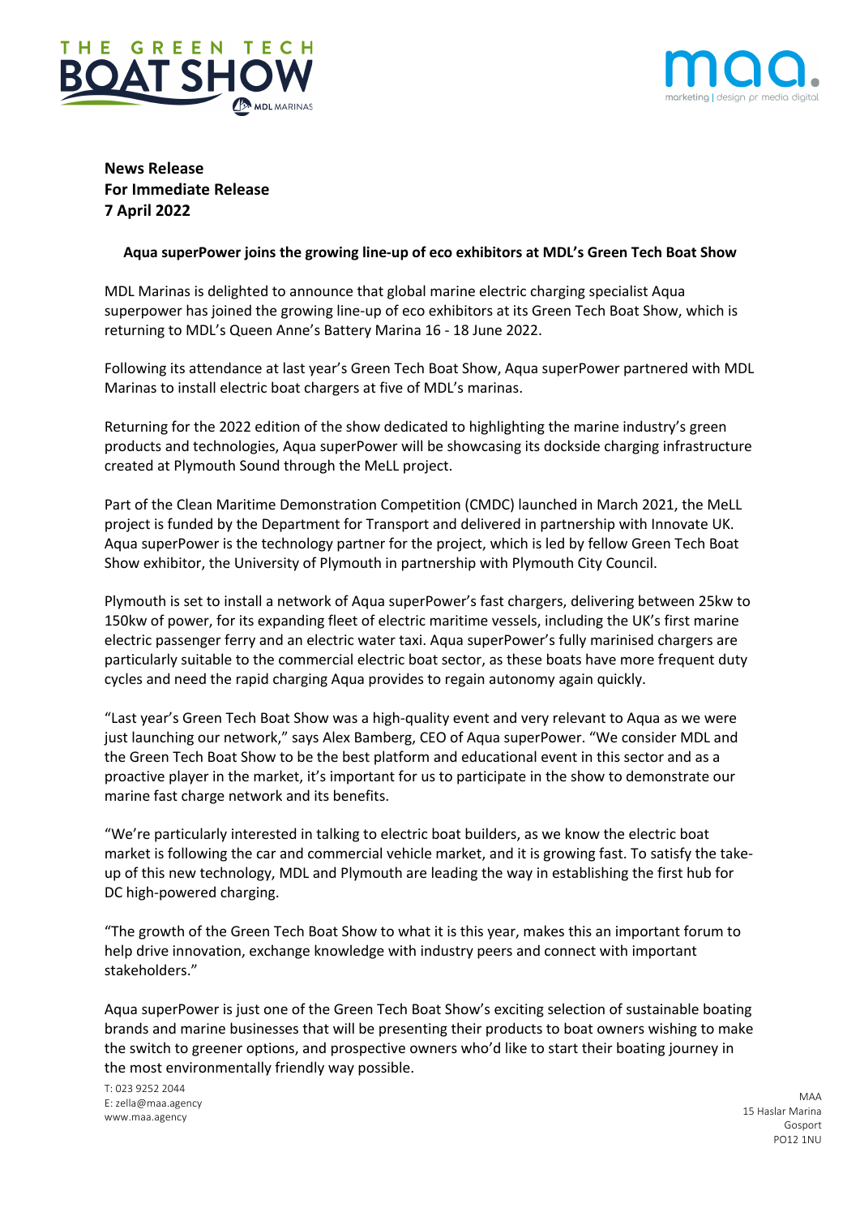**News Release**
**For Immediate Release**
**7 April 2022**

**Aqua superPower joins the growing line-up of eco exhibitors at MDL's Green Tech Boat Show**

MDL Marinas is delighted to announce that global marine electric charging specialist Aqua superpower has joined the growing line-up of eco exhibitors at its Green Tech Boat Show, which is returning to MDL's Queen Anne's Battery Marina 16 - 18 June 2022.

Following its attendance at last year's Green Tech Boat Show, Aqua superPower partnered with MDL Marinas to install electric boat chargers at five of MDL's marinas.

Returning for the 2022 edition of the show dedicated to highlighting the marine industry's green products and technologies, Aqua superPower will be showcasing its dockside charging infrastructure created at Plymouth Sound through the MeLL project.

Part of the Clean Maritime Demonstration Competition (CMDC) launched in March 2021, the MeLL project is funded by the Department for Transport and delivered in partnership with Innovate UK. Aqua superPower is the technology partner for the project, which is led by fellow Green Tech Boat Show exhibitor, the University of Plymouth in partnership with Plymouth City Council.

Plymouth is set to install a network of Aqua superPower's fast chargers, delivering between 25kw to 150kw of power, for its expanding fleet of electric maritime vessels, including the UK's first marine electric passenger ferry and an electric water taxi. Aqua superPower's fully marinised chargers are particularly suitable to the commercial electric boat sector, as these boats have more frequent duty cycles and need the rapid charging Aqua provides to regain autonomy again quickly.

"Last year's Green Tech Boat Show was a high-quality event and very relevant to Aqua as we were just launching our network," says Alex Bamberg, CEO of Aqua superPower. "We consider MDL and the Green Tech Boat Show to be the best platform and educational event in this sector and as a proactive player in the market, it's important for us to participate in the show to demonstrate our marine fast charge network and its benefits.

"We're particularly interested in talking to electric boat builders, as we know the electric boat market is following the car and commercial vehicle market, and it is growing fast. To satisfy the take-up of this new technology, MDL and Plymouth are leading the way in establishing the first hub for DC high-powered charging.

"The growth of the Green Tech Boat Show to what it is this year, makes this an important forum to help drive innovation, exchange knowledge with industry peers and connect with important stakeholders."

Aqua superPower is just one of the Green Tech Boat Show's exciting selection of sustainable boating brands and marine businesses that will be presenting their products to boat owners wishing to make the switch to greener options, and prospective owners who'd like to start their boating journey in the most environmentally friendly way possible.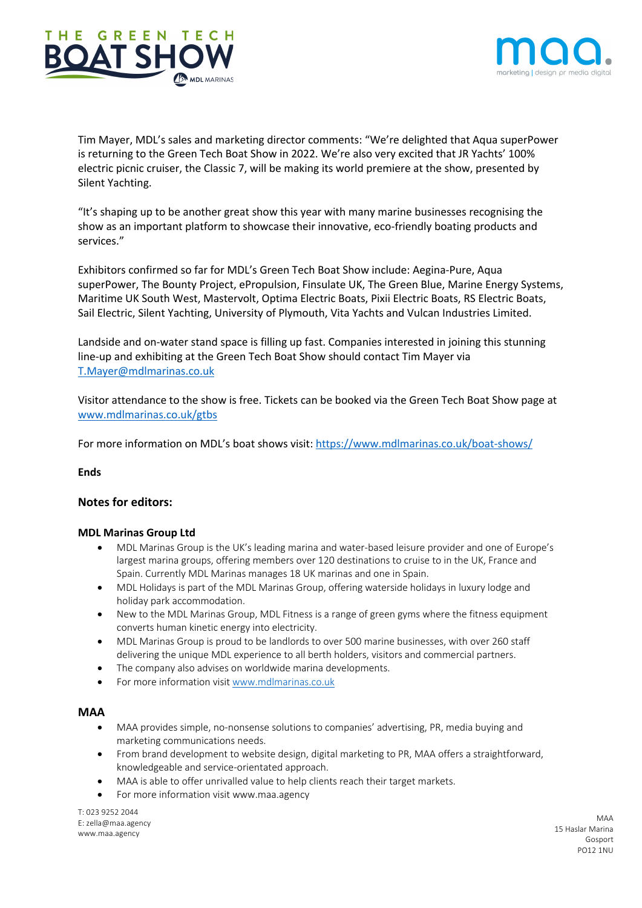Tim Mayer, MDL's sales and marketing director comments: "We're delighted that Aqua superPower is returning to the Green Tech Boat Show in 2022. We're also very excited that JR Yachts' 100% electric picnic cruiser, the Classic 7, will be making its world premiere at the show, presented by Silent Yachting.

"It's shaping up to be another great show this year with many marine businesses recognising the show as an important platform to showcase their innovative, eco-friendly boating products and services."

Exhibitors confirmed so far for MDL's Green Tech Boat Show include: Aegina-Pure, Aqua superPower, The Bounty Project, ePropulsion, Finsulate UK, The Green Blue, Marine Energy Systems, Maritime UK South West, Mastervolt, Optima Electric Boats, Pixii Electric Boats, RS Electric Boats, Sail Electric, Silent Yachting, University of Plymouth, Vita Yachts and Vulcan Industries Limited.

Landside and on-water stand space is filling up fast. Companies interested in joining this stunning line-up and exhibiting at the Green Tech Boat Show should contact Tim Mayer via T.Mayer@mdlmarinas.co.uk

Visitor attendance to the show is free. Tickets can be booked via the Green Tech Boat Show page at www.mdlmarinas.co.uk/gtbs

For more information on MDL's boat shows visit: https://www.mdlmarinas.co.uk/boat-shows/

**Ends**

## Notes for editors:

### MDL Marinas Group Ltd

- MDL Marinas Group is the UK's leading marina and water-based leisure provider and one of Europe's largest marina groups, offering members over 120 destinations to cruise to in the UK, France and Spain. Currently MDL Marinas manages 18 UK marinas and one in Spain.
- MDL Holidays is part of the MDL Marinas Group, offering waterside holidays in luxury lodge and holiday park accommodation.
- New to the MDL Marinas Group, MDL Fitness is a range of green gyms where the fitness equipment converts human kinetic energy into electricity.
- MDL Marinas Group is proud to be landlords to over 500 marine businesses, with over 260 staff delivering the unique MDL experience to all berth holders, visitors and commercial partners.
- The company also advises on worldwide marina developments.
- For more information visit www.mdlmarinas.co.uk

### MAA

- MAA provides simple, no-nonsense solutions to companies' advertising, PR, media buying and marketing communications needs.
- From brand development to website design, digital marketing to PR, MAA offers a straightforward, knowledgeable and service-orientated approach.
- MAA is able to offer unrivalled value to help clients reach their target markets.
- For more information visit www.maa.agency

T: 023 9252 2044
E: zella@maa.agency
www.maa.agency

MAA
15 Haslar Marina
Gosport
PO12 1NU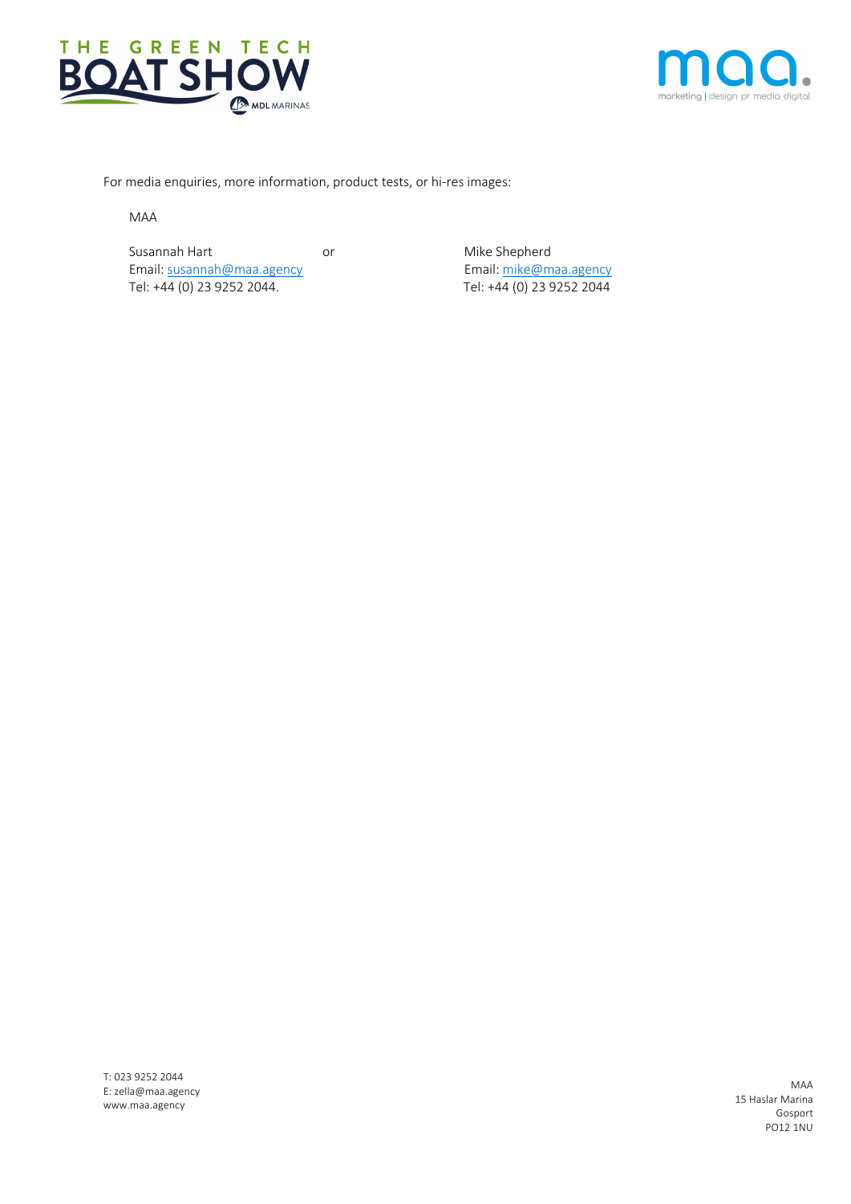For media enquiries, more information, product tests, or hi-res images:

MAA

| | | |
|---|---|---|
| Susannah Hart | or | Mike Shepherd |
| Email: susannah@maa.agency | | Email: mike@maa.agency |
| Tel: +44 (0) 23 9252 2044. | | Tel: +44 (0) 23 9252 2044 |

T: 023 9252 2044
E: zella@maa.agency
www.maa.agency

MAA
15 Haslar Marina
Gosport
PO12 1NU